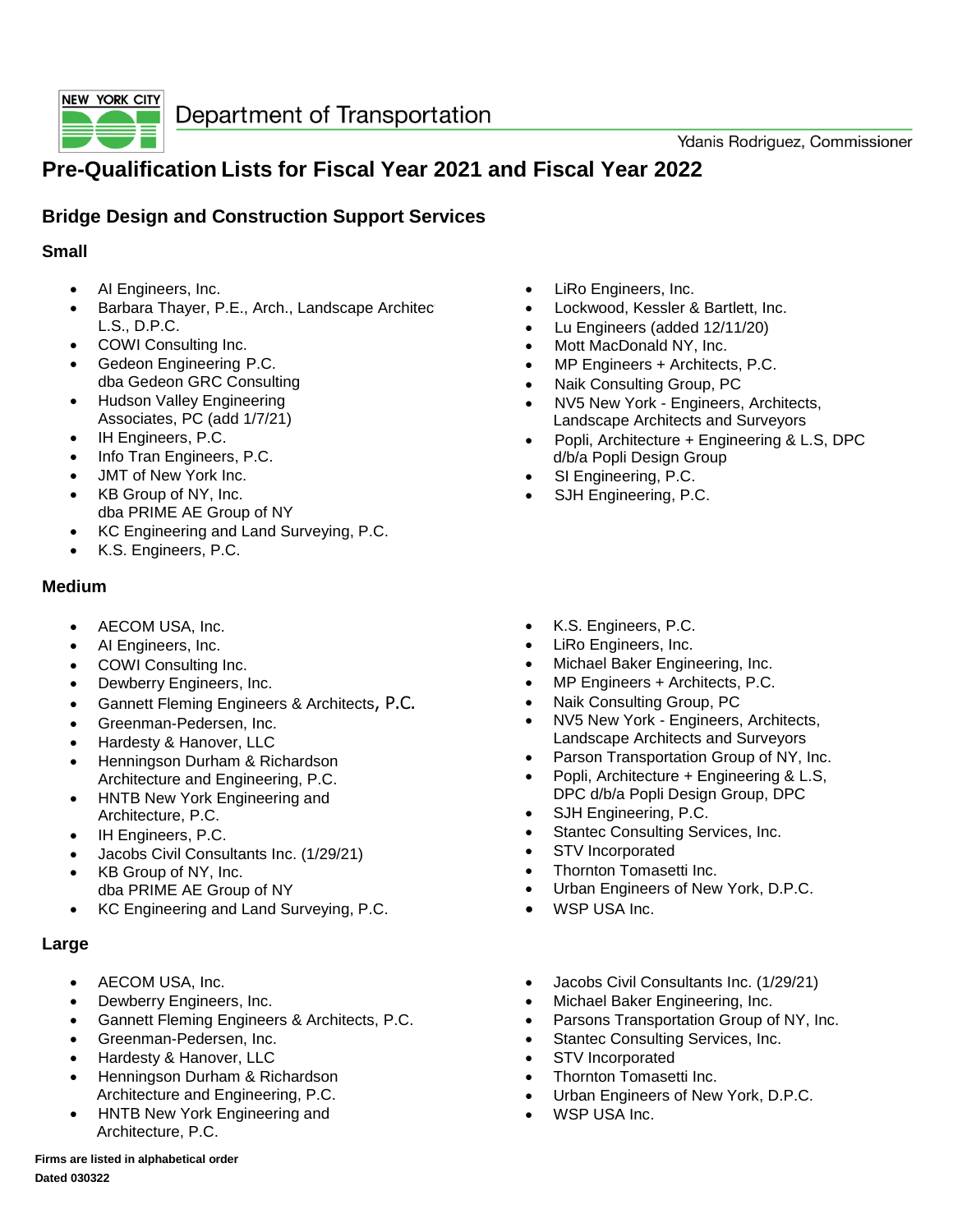NEW YORK CITY DOT Department of Transportation

Ydanis Rodriguez, Commissioner

# Pre-Qualification Lists for Fiscal Year 2021 and Fiscal Year 2022

## Bridge Design and Construction Support Services

### Small

- AI Engineers, Inc.
- Barbara Thayer, P.E., Arch., Landscape Architec L.S., D.P.C.
- COWI Consulting Inc.
- Gedeon Engineering P.C. dba Gedeon GRC Consulting
- Hudson Valley Engineering Associates, PC (add 1/7/21)
- IH Engineers, P.C.
- Info Tran Engineers, P.C.
- JMT of New York Inc.
- KB Group of NY, Inc. dba PRIME AE Group of NY
- KC Engineering and Land Surveying, P.C.
- K.S. Engineers, P.C.
- LiRo Engineers, Inc.
- Lockwood, Kessler & Bartlett, Inc.
- Lu Engineers (added 12/11/20)
- Mott MacDonald NY, Inc.
- MP Engineers + Architects, P.C.
- Naik Consulting Group, PC
- NV5 New York - Engineers, Architects, Landscape Architects and Surveyors
- Popli, Architecture + Engineering & L.S, DPC d/b/a Popli Design Group
- SI Engineering, P.C.
- SJH Engineering, P.C.

### Medium

- AECOM USA, Inc.
- AI Engineers, Inc.
- COWI Consulting Inc.
- Dewberry Engineers, Inc.
- Gannett Fleming Engineers & Architects, P.C.
- Greenman-Pedersen, Inc.
- Hardesty & Hanover, LLC
- Henningson Durham & Richardson Architecture and Engineering, P.C.
- HNTB New York Engineering and Architecture, P.C.
- IH Engineers, P.C.
- Jacobs Civil Consultants Inc. (1/29/21)
- KB Group of NY, Inc. dba PRIME AE Group of NY
- KC Engineering and Land Surveying, P.C.
- K.S. Engineers, P.C.
- LiRo Engineers, Inc.
- Michael Baker Engineering, Inc.
- MP Engineers + Architects, P.C.
- Naik Consulting Group, PC
- NV5 New York - Engineers, Architects, Landscape Architects and Surveyors
- Parson Transportation Group of NY, Inc.
- Popli, Architecture + Engineering & L.S, DPC d/b/a Popli Design Group, DPC
- SJH Engineering, P.C.
- Stantec Consulting Services, Inc.
- STV Incorporated
- Thornton Tomasetti Inc.
- Urban Engineers of New York, D.P.C.
- WSP USA Inc.

### Large

- AECOM USA, Inc.
- Dewberry Engineers, Inc.
- Gannett Fleming Engineers & Architects, P.C.
- Greenman-Pedersen, Inc.
- Hardesty & Hanover, LLC
- Henningson Durham & Richardson Architecture and Engineering, P.C.
- HNTB New York Engineering and Architecture, P.C.
- Jacobs Civil Consultants Inc. (1/29/21)
- Michael Baker Engineering, Inc.
- Parsons Transportation Group of NY, Inc.
- Stantec Consulting Services, Inc.
- STV Incorporated
- Thornton Tomasetti Inc.
- Urban Engineers of New York, D.P.C.
- WSP USA Inc.

**Firms are listed in alphabetical order**

**Dated 030322**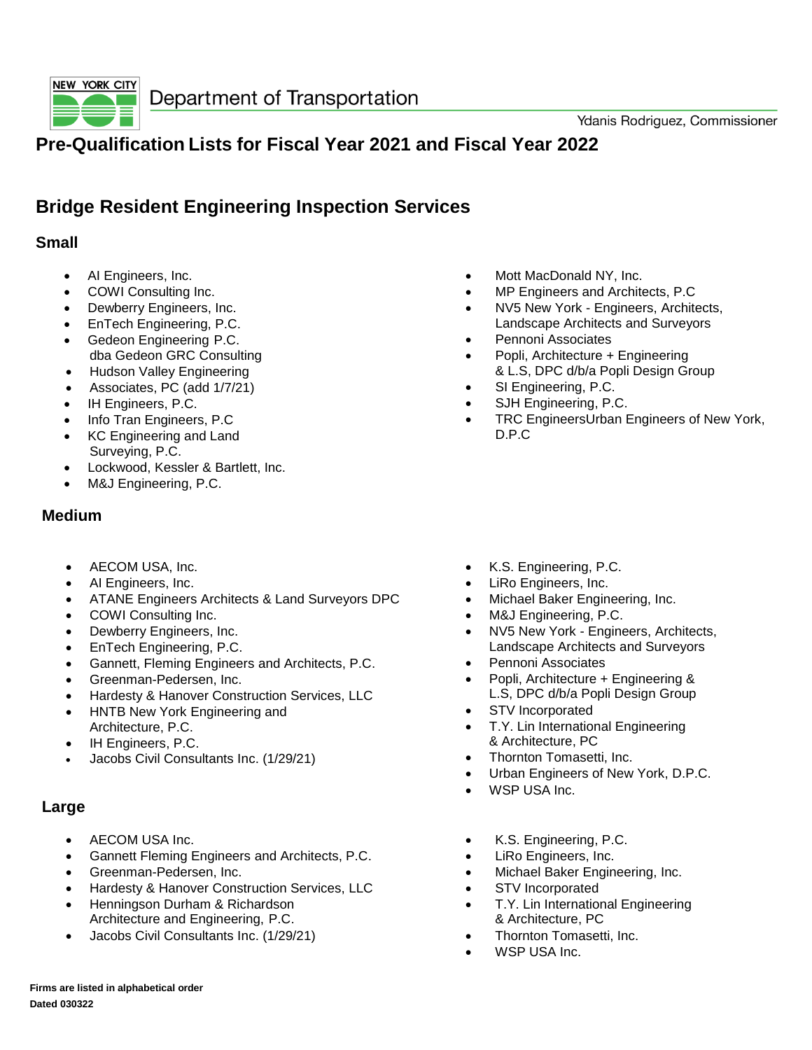NEW YORK CITY DOT Department of Transportation

Ydanis Rodriguez, Commissioner

# Pre-Qualification Lists for Fiscal Year 2021 and Fiscal Year 2022

## Bridge Resident Engineering Inspection Services

### Small

- AI Engineers, Inc.
- COWI Consulting Inc.
- Dewberry Engineers, Inc.
- EnTech Engineering, P.C.
- Gedeon Engineering P.C. dba Gedeon GRC Consulting
- Hudson Valley Engineering
- Associates, PC (add 1/7/21)
- IH Engineers, P.C.
- Info Tran Engineers, P.C
- KC Engineering and Land Surveying, P.C.
- Lockwood, Kessler & Bartlett, Inc.
- M&J Engineering, P.C.
- Mott MacDonald NY, Inc.
- MP Engineers and Architects, P.C
- NV5 New York - Engineers, Architects, Landscape Architects and Surveyors
- Pennoni Associates
- Popli, Architecture + Engineering & L.S, DPC d/b/a Popli Design Group
- SI Engineering, P.C.
- SJH Engineering, P.C.
- TRC EngineersUrban Engineers of New York, D.P.C

### Medium

- AECOM USA, Inc.
- AI Engineers, Inc.
- ATANE Engineers Architects & Land Surveyors DPC
- COWI Consulting Inc.
- Dewberry Engineers, Inc.
- EnTech Engineering, P.C.
- Gannett, Fleming Engineers and Architects, P.C.
- Greenman-Pedersen, Inc.
- Hardesty & Hanover Construction Services, LLC
- HNTB New York Engineering and Architecture, P.C.
- IH Engineers, P.C.
- Jacobs Civil Consultants Inc. (1/29/21)
- K.S. Engineering, P.C.
- LiRo Engineers, Inc.
- Michael Baker Engineering, Inc.
- M&J Engineering, P.C.
- NV5 New York - Engineers, Architects, Landscape Architects and Surveyors
- Pennoni Associates
- Popli, Architecture + Engineering & L.S, DPC d/b/a Popli Design Group
- STV Incorporated
- T.Y. Lin International Engineering & Architecture, PC
- Thornton Tomasetti, Inc.
- Urban Engineers of New York, D.P.C.
- WSP USA Inc.

### Large

- AECOM USA Inc.
- Gannett Fleming Engineers and Architects, P.C.
- Greenman-Pedersen, Inc.
- Hardesty & Hanover Construction Services, LLC
- Henningson Durham & Richardson Architecture and Engineering, P.C.
- Jacobs Civil Consultants Inc. (1/29/21)
- K.S. Engineering, P.C.
- LiRo Engineers, Inc.
- Michael Baker Engineering, Inc.
- STV Incorporated
- T.Y. Lin International Engineering & Architecture, PC
- Thornton Tomasetti, Inc.
- WSP USA Inc.

**Firms are listed in alphabetical order**

**Dated 030322**